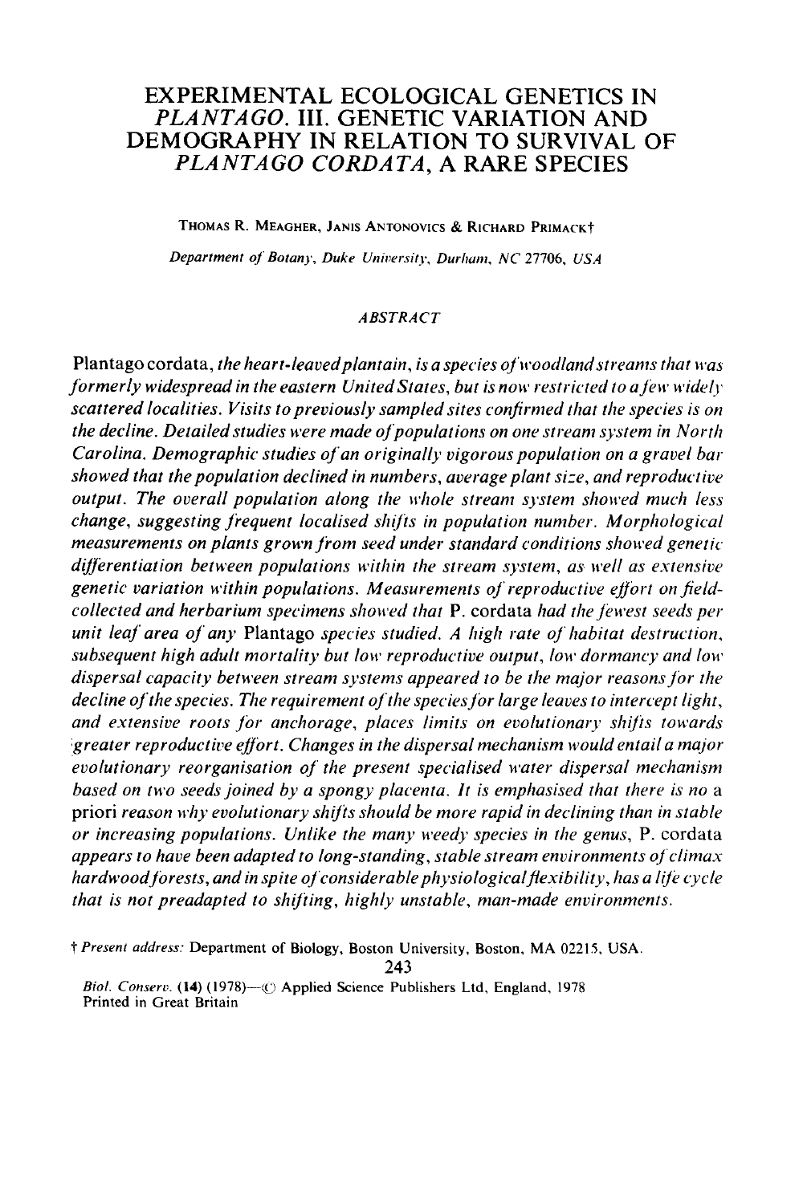# EXPERIMENTAL ECOLOGICAL GENETICS IN *PLANTAGO*. III. GENETIC VARIATION AND DEMOGRAPHY IN RELATION TO SURVIVAL OF *PLANTAGO CORDATA*, A RARE SPECIES

THOMAS R. MEAGHER, JANIS ANTONOVICS & RICHARD PRIMACK†

*Department of Botany, Duke University, Durham, NC 27706, USA*

## *ABSTRACT*

Plantago cordata, *the heart-leaved plantain, is a species of woodland streams that was formerly widespread in the eastern United States, but is now restricted to a few widely scattered localities. Visits to previously sampled sites confirmed that the species is on the decline. Detailed studies were made of populations on one stream system in North Carolina. Demographic studies of an originally vigorous population on a gravel bar showed that the population declined in numbers, average plant size, and reproductive output. The overall population along the whole stream system showed much less change, suggesting frequent localised shifts in population number. Morphological measurements on plants grown from seed under standard conditions showed genetic differentiation between populations within the stream system, as well as extensive genetic variation within populations. Measurements of reproductive effort on field-collected and herbarium specimens showed that* P. cordata *had the fewest seeds per unit leaf area of any* Plantago *species studied. A high rate of habitat destruction, subsequent high adult mortality but low reproductive output, low dormancy and low dispersal capacity between stream systems appeared to be the major reasons for the decline of the species. The requirement of the species for large leaves to intercept light, and extensive roots for anchorage, places limits on evolutionary shifts towards greater reproductive effort. Changes in the dispersal mechanism would entail a major evolutionary reorganisation of the present specialised water dispersal mechanism based on two seeds joined by a spongy placenta. It is emphasised that there is no* a priori *reason why evolutionary shifts should be more rapid in declining than in stable or increasing populations. Unlike the many weedy species in the genus,* P. cordata *appears to have been adapted to long-standing, stable stream environments of climax hardwood forests, and in spite of considerable physiological flexibility, has a life cycle that is not preadapted to shifting, highly unstable, man-made environments.*

† *Present address:* Department of Biology, Boston University, Boston, MA 02215, USA.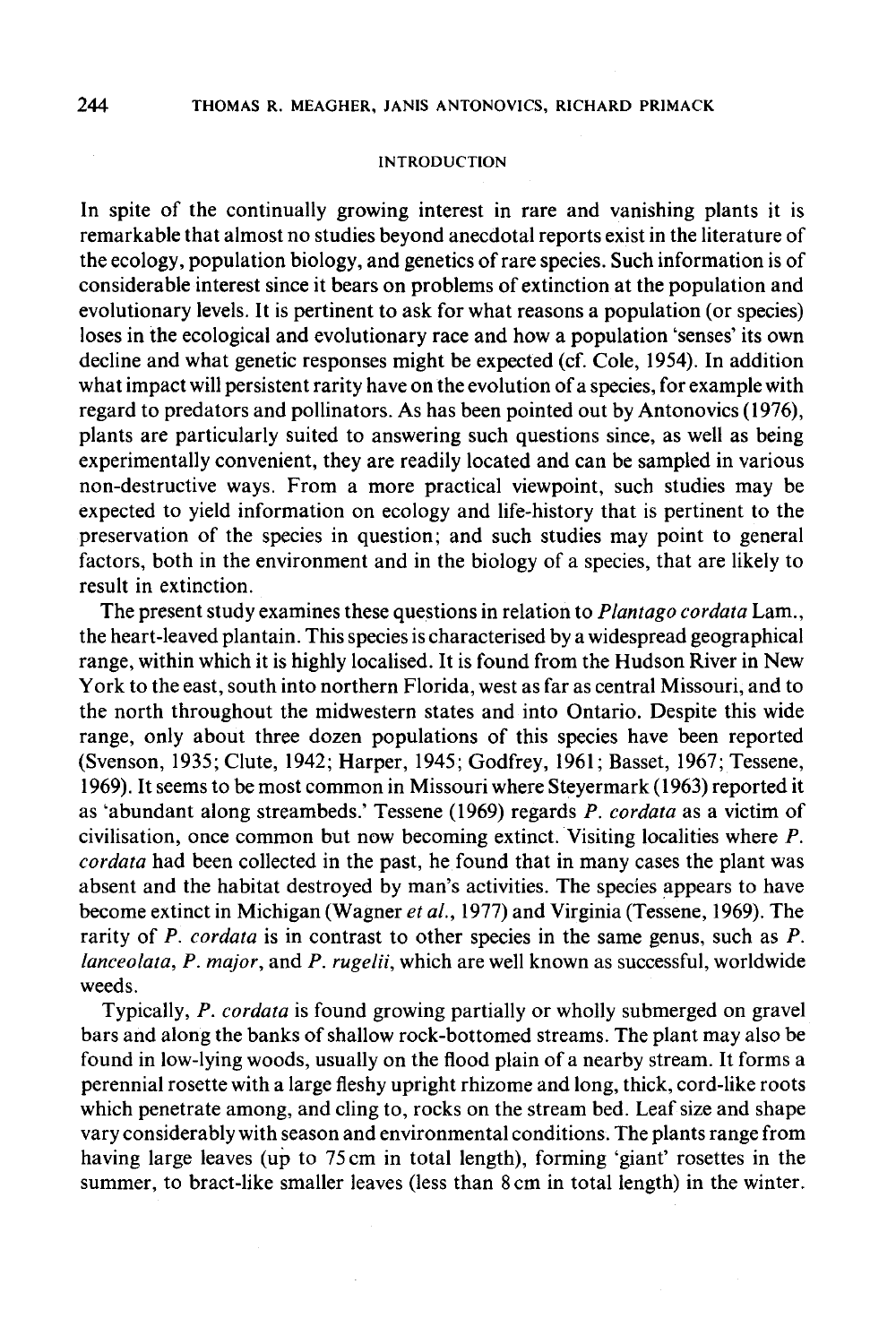## INTRODUCTION

In spite of the continually growing interest in rare and vanishing plants it is remarkable that almost no studies beyond anecdotal reports exist in the literature of the ecology, population biology, and genetics of rare species. Such information is of considerable interest since it bears on problems of extinction at the population and evolutionary levels. It is pertinent to ask for what reasons a population (or species) loses in the ecological and evolutionary race and how a population 'senses' its own decline and what genetic responses might be expected (cf. Cole, 1954). In addition what impact will persistent rarity have on the evolution of a species, for example with regard to predators and pollinators. As has been pointed out by Antonovics (1976), plants are particularly suited to answering such questions since, as well as being experimentally convenient, they are readily located and can be sampled in various non-destructive ways. From a more practical viewpoint, such studies may be expected to yield information on ecology and life-history that is pertinent to the preservation of the species in question; and such studies may point to general factors, both in the environment and in the biology of a species, that are likely to result in extinction.

The present study examines these questions in relation to *Plantago cordata* Lam., the heart-leaved plantain. This species is characterised by a widespread geographical range, within which it is highly localised. It is found from the Hudson River in New York to the east, south into northern Florida, west as far as central Missouri, and to the north throughout the midwestern states and into Ontario. Despite this wide range, only about three dozen populations of this species have been reported (Svenson, 1935; Clute, 1942; Harper, 1945; Godfrey, 1961; Basset, 1967; Tessene, 1969). It seems to be most common in Missouri where Steyermark (1963) reported it as 'abundant along streambeds.' Tessene (1969) regards *P. cordata* as a victim of civilisation, once common but now becoming extinct. Visiting localities where *P. cordata* had been collected in the past, he found that in many cases the plant was absent and the habitat destroyed by man's activities. The species appears to have become extinct in Michigan (Wagner *et al.*, 1977) and Virginia (Tessene, 1969). The rarity of *P. cordata* is in contrast to other species in the same genus, such as *P. lanceolata*, *P. major*, and *P. rugelii*, which are well known as successful, worldwide weeds.

Typically, *P. cordata* is found growing partially or wholly submerged on gravel bars and along the banks of shallow rock-bottomed streams. The plant may also be found in low-lying woods, usually on the flood plain of a nearby stream. It forms a perennial rosette with a large fleshy upright rhizome and long, thick, cord-like roots which penetrate among, and cling to, rocks on the stream bed. Leaf size and shape vary considerably with season and environmental conditions. The plants range from having large leaves (up to 75 cm in total length), forming 'giant' rosettes in the summer, to bract-like smaller leaves (less than 8 cm in total length) in the winter.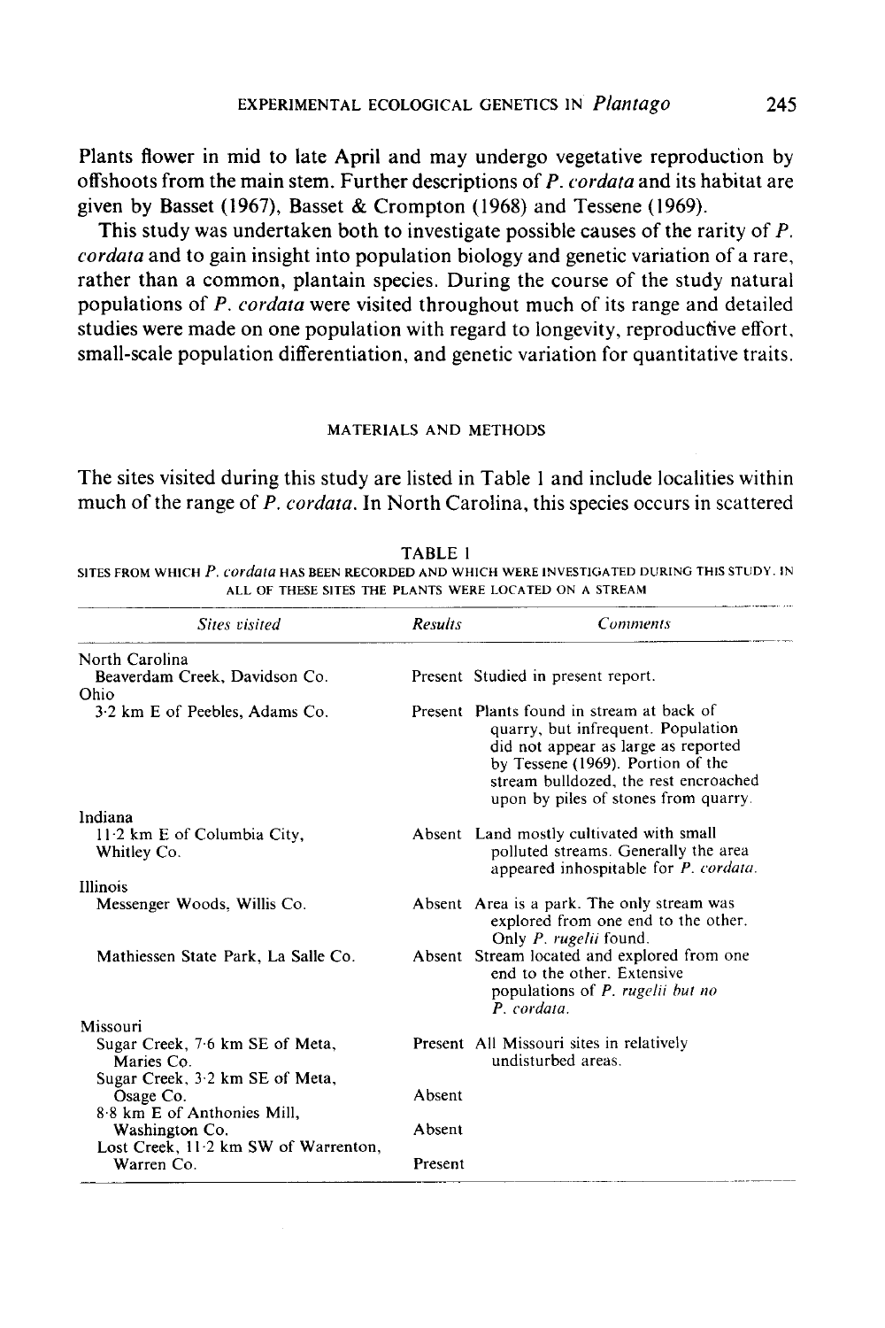Plants flower in mid to late April and may undergo vegetative reproduction by offshoots from the main stem. Further descriptions of *P. cordata* and its habitat are given by Basset (1967), Basset & Crompton (1968) and Tessene (1969).

This study was undertaken both to investigate possible causes of the rarity of *P. cordata* and to gain insight into population biology and genetic variation of a rare, rather than a common, plantain species. During the course of the study natural populations of *P. cordata* were visited throughout much of its range and detailed studies were made on one population with regard to longevity, reproductive effort, small-scale population differentiation, and genetic variation for quantitative traits.

## MATERIALS AND METHODS

The sites visited during this study are listed in Table 1 and include localities within much of the range of *P. cordata*. In North Carolina, this species occurs in scattered

TABLE 1

SITES FROM WHICH *P. cordata* HAS BEEN RECORDED AND WHICH WERE INVESTIGATED DURING THIS STUDY. IN ALL OF THESE SITES THE PLANTS WERE LOCATED ON A STREAM

| *Sites visited* | *Results* | *Comments* |
|---|---|---|
| North Carolina | | |
| Beaverdam Creek, Davidson Co. | Present | Studied in present report. |
| Ohio | | |
| 3·2 km E of Peebles, Adams Co. | Present | Plants found in stream at back of quarry, but infrequent. Population did not appear as large as reported by Tessene (1969). Portion of the stream bulldozed, the rest encroached upon by piles of stones from quarry. |
| Indiana | | |
| 11·2 km E of Columbia City, Whitley Co. | Absent | Land mostly cultivated with small polluted streams. Generally the area appeared inhospitable for *P. cordata*. |
| Illinois | | |
| Messenger Woods, Willis Co. | Absent | Area is a park. The only stream was explored from one end to the other. Only *P. rugelii* found. |
| Mathiessen State Park, La Salle Co. | Absent | Stream located and explored from one end to the other. Extensive populations of *P. rugelii but no P. cordata*. |
| Missouri | | |
| Sugar Creek, 7·6 km SE of Meta, Maries Co. | Present | All Missouri sites in relatively undisturbed areas. |
| Sugar Creek, 3·2 km SE of Meta, Osage Co. | Absent | |
| 8·8 km E of Anthonies Mill, Washington Co. | Absent | |
| Lost Creek, 11·2 km SW of Warrenton, Warren Co. | Present | |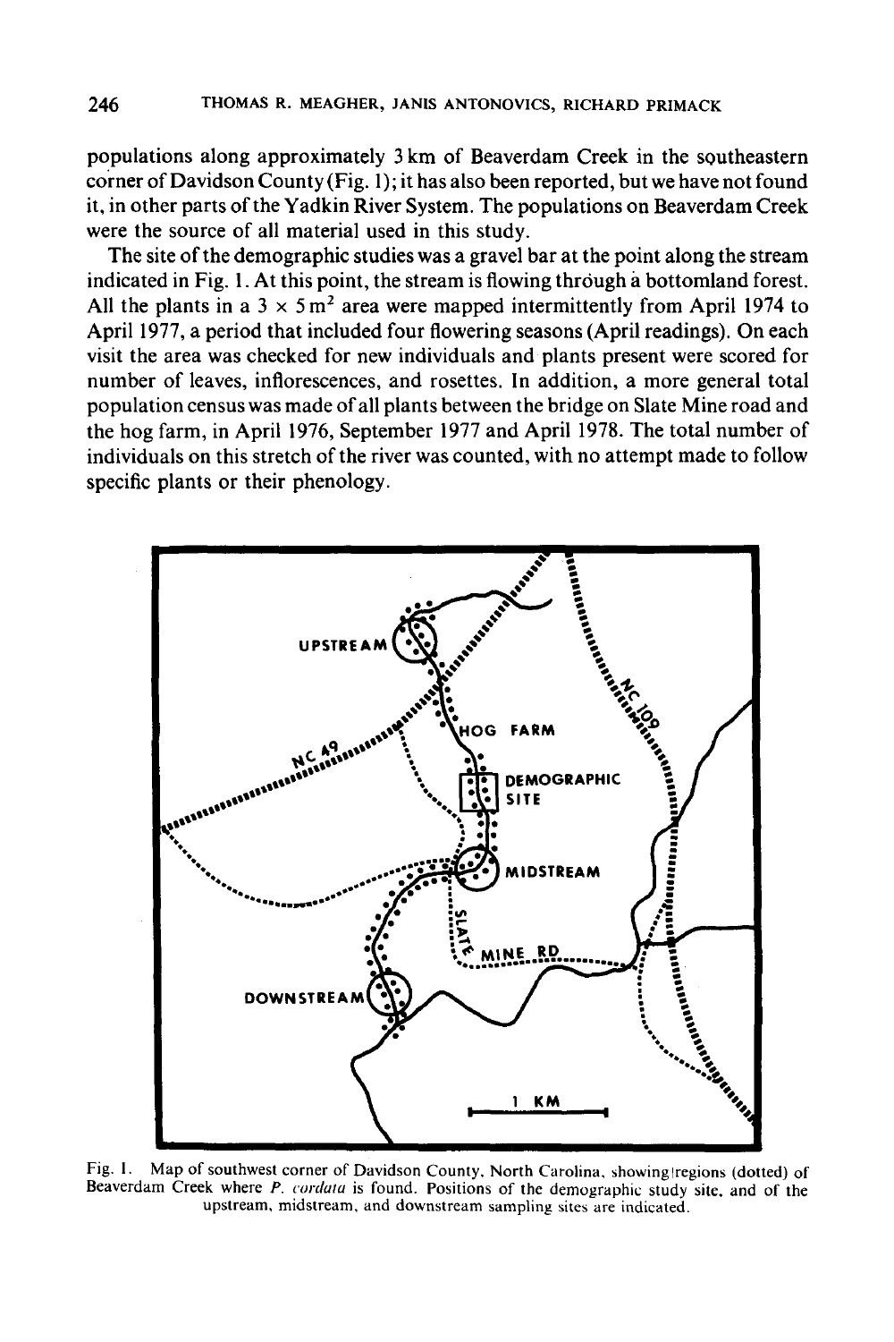populations along approximately 3 km of Beaverdam Creek in the southeastern corner of Davidson County (Fig. 1); it has also been reported, but we have not found it, in other parts of the Yadkin River System. The populations on Beaverdam Creek were the source of all material used in this study.

The site of the demographic studies was a gravel bar at the point along the stream indicated in Fig. 1. At this point, the stream is flowing through a bottomland forest. All the plants in a $3 \times 5\,m^2$ area were mapped intermittently from April 1974 to April 1977, a period that included four flowering seasons (April readings). On each visit the area was checked for new individuals and plants present were scored for number of leaves, inflorescences, and rosettes. In addition, a more general total population census was made of all plants between the bridge on Slate Mine road and the hog farm, in April 1976, September 1977 and April 1978. The total number of individuals on this stretch of the river was counted, with no attempt made to follow specific plants or their phenology.

Fig. 1. Map of southwest corner of Davidson County, North Carolina, showing regions (dotted) of Beaverdam Creek where *P. cordata* is found. Positions of the demographic study site, and of the upstream, midstream, and downstream sampling sites are indicated.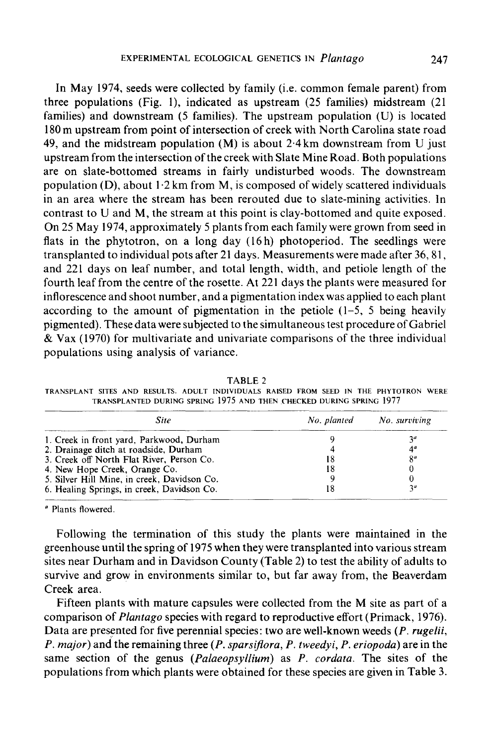In May 1974, seeds were collected by family (i.e. common female parent) from three populations (Fig. 1), indicated as upstream (25 families) midstream (21 families) and downstream (5 families). The upstream population (U) is located 180 m upstream from point of intersection of creek with North Carolina state road 49, and the midstream population (M) is about 2·4 km downstream from U just upstream from the intersection of the creek with Slate Mine Road. Both populations are on slate-bottomed streams in fairly undisturbed woods. The downstream population (D), about 1·2 km from M, is composed of widely scattered individuals in an area where the stream has been rerouted due to slate-mining activities. In contrast to U and M, the stream at this point is clay-bottomed and quite exposed. On 25 May 1974, approximately 5 plants from each family were grown from seed in flats in the phytotron, on a long day (16 h) photoperiod. The seedlings were transplanted to individual pots after 21 days. Measurements were made after 36, 81, and 221 days on leaf number, and total length, width, and petiole length of the fourth leaf from the centre of the rosette. At 221 days the plants were measured for inflorescence and shoot number, and a pigmentation index was applied to each plant according to the amount of pigmentation in the petiole (1–5, 5 being heavily pigmented). These data were subjected to the simultaneous test procedure of Gabriel & Vax (1970) for multivariate and univariate comparisons of the three individual populations using analysis of variance.

TABLE 2

TRANSPLANT SITES AND RESULTS. ADULT INDIVIDUALS RAISED FROM SEED IN THE PHYTOTRON WERE TRANSPLANTED DURING SPRING 1975 AND THEN CHECKED DURING SPRING 1977

| *Site* | *No. planted* | *No. surviving* |
|---|---|---|
| 1. Creek in front yard, Parkwood, Durham | 9 | 3[a] |
| 2. Drainage ditch at roadside, Durham | 4 | 4[a] |
| 3. Creek off North Flat River, Person Co. | 18 | 8[a] |
| 4. New Hope Creek, Orange Co. | 18 | 0 |
| 5. Silver Hill Mine, in creek, Davidson Co. | 9 | 0 |
| 6. Healing Springs, in creek, Davidson Co. | 18 | 3[a] |

[a] Plants flowered.

Following the termination of this study the plants were maintained in the greenhouse until the spring of 1975 when they were transplanted into various stream sites near Durham and in Davidson County (Table 2) to test the ability of adults to survive and grow in environments similar to, but far away from, the Beaverdam Creek area.

Fifteen plants with mature capsules were collected from the M site as part of a comparison of *Plantago* species with regard to reproductive effort (Primack, 1976). Data are presented for five perennial species: two are well-known weeds (*P. rugelii*, *P. major*) and the remaining three (*P. sparsiflora*, *P. tweedyi*, *P. eriopoda*) are in the same section of the genus (*Palaeopsyllium*) as *P. cordata*. The sites of the populations from which plants were obtained for these species are given in Table 3.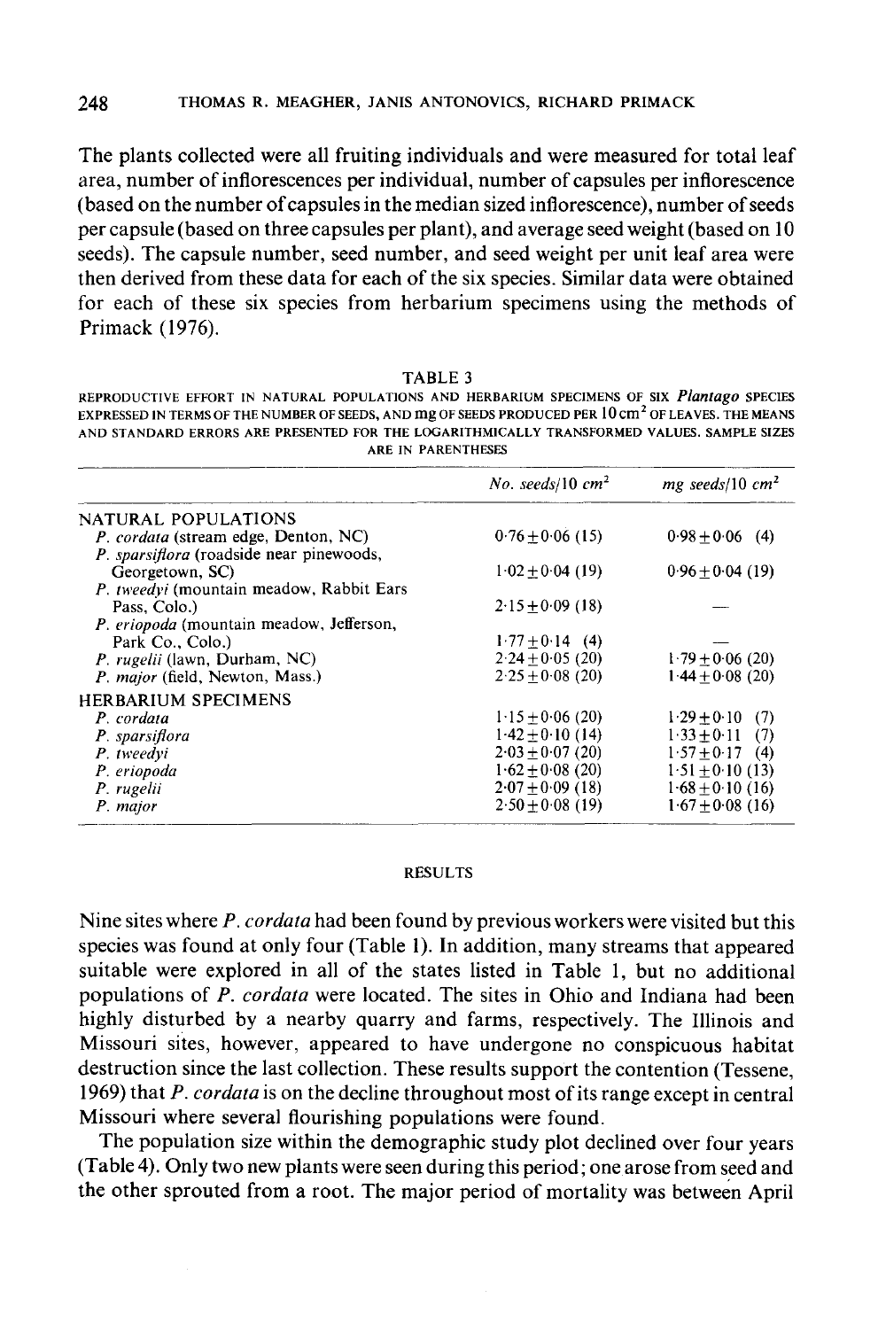The plants collected were all fruiting individuals and were measured for total leaf area, number of inflorescences per individual, number of capsules per inflorescence (based on the number of capsules in the median sized inflorescence), number of seeds per capsule (based on three capsules per plant), and average seed weight (based on 10 seeds). The capsule number, seed number, and seed weight per unit leaf area were then derived from these data for each of the six species. Similar data were obtained for each of these six species from herbarium specimens using the methods of Primack (1976).

TABLE 3

REPRODUCTIVE EFFORT IN NATURAL POPULATIONS AND HERBARIUM SPECIMENS OF SIX *Plantago* SPECIES EXPRESSED IN TERMS OF THE NUMBER OF SEEDS, AND mg OF SEEDS PRODUCED PER 10 cm² OF LEAVES. THE MEANS AND STANDARD ERRORS ARE PRESENTED FOR THE LOGARITHMICALLY TRANSFORMED VALUES. SAMPLE SIZES ARE IN PARENTHESES

| | *No. seeds/10 cm²* | *mg seeds/10 cm²* |
|---|---|---|
| NATURAL POPULATIONS | | |
| *P. cordata* (stream edge, Denton, NC) | 0·76 ± 0·06 (15) | 0·98 ± 0·06 (4) |
| *P. sparsiflora* (roadside near pinewoods, Georgetown, SC) | 1·02 ± 0·04 (19) | 0·96 ± 0·04 (19) |
| *P. tweedyi* (mountain meadow, Rabbit Ears Pass, Colo.) | 2·15 ± 0·09 (18) | — |
| *P. eriopoda* (mountain meadow, Jefferson, Park Co., Colo.) | 1·77 ± 0·14 (4) | — |
| *P. rugelii* (lawn, Durham, NC) | 2·24 ± 0·05 (20) | 1·79 ± 0·06 (20) |
| *P. major* (field, Newton, Mass.) | 2·25 ± 0·08 (20) | 1·44 ± 0·08 (20) |
| HERBARIUM SPECIMENS | | |
| *P. cordata* | 1·15 ± 0·06 (20) | 1·29 ± 0·10 (7) |
| *P. sparsiflora* | 1·42 ± 0·10 (14) | 1·33 ± 0·11 (7) |
| *P. tweedyi* | 2·03 ± 0·07 (20) | 1·57 ± 0·17 (4) |
| *P. eriopoda* | 1·62 ± 0·08 (20) | 1·51 ± 0·10 (13) |
| *P. rugelii* | 2·07 ± 0·09 (18) | 1·68 ± 0·10 (16) |
| *P. major* | 2·50 ± 0·08 (19) | 1·67 ± 0·08 (16) |

## RESULTS

Nine sites where *P. cordata* had been found by previous workers were visited but this species was found at only four (Table 1). In addition, many streams that appeared suitable were explored in all of the states listed in Table 1, but no additional populations of *P. cordata* were located. The sites in Ohio and Indiana had been highly disturbed by a nearby quarry and farms, respectively. The Illinois and Missouri sites, however, appeared to have undergone no conspicuous habitat destruction since the last collection. These results support the contention (Tessene, 1969) that *P. cordata* is on the decline throughout most of its range except in central Missouri where several flourishing populations were found.

The population size within the demographic study plot declined over four years (Table 4). Only two new plants were seen during this period; one arose from seed and the other sprouted from a root. The major period of mortality was between April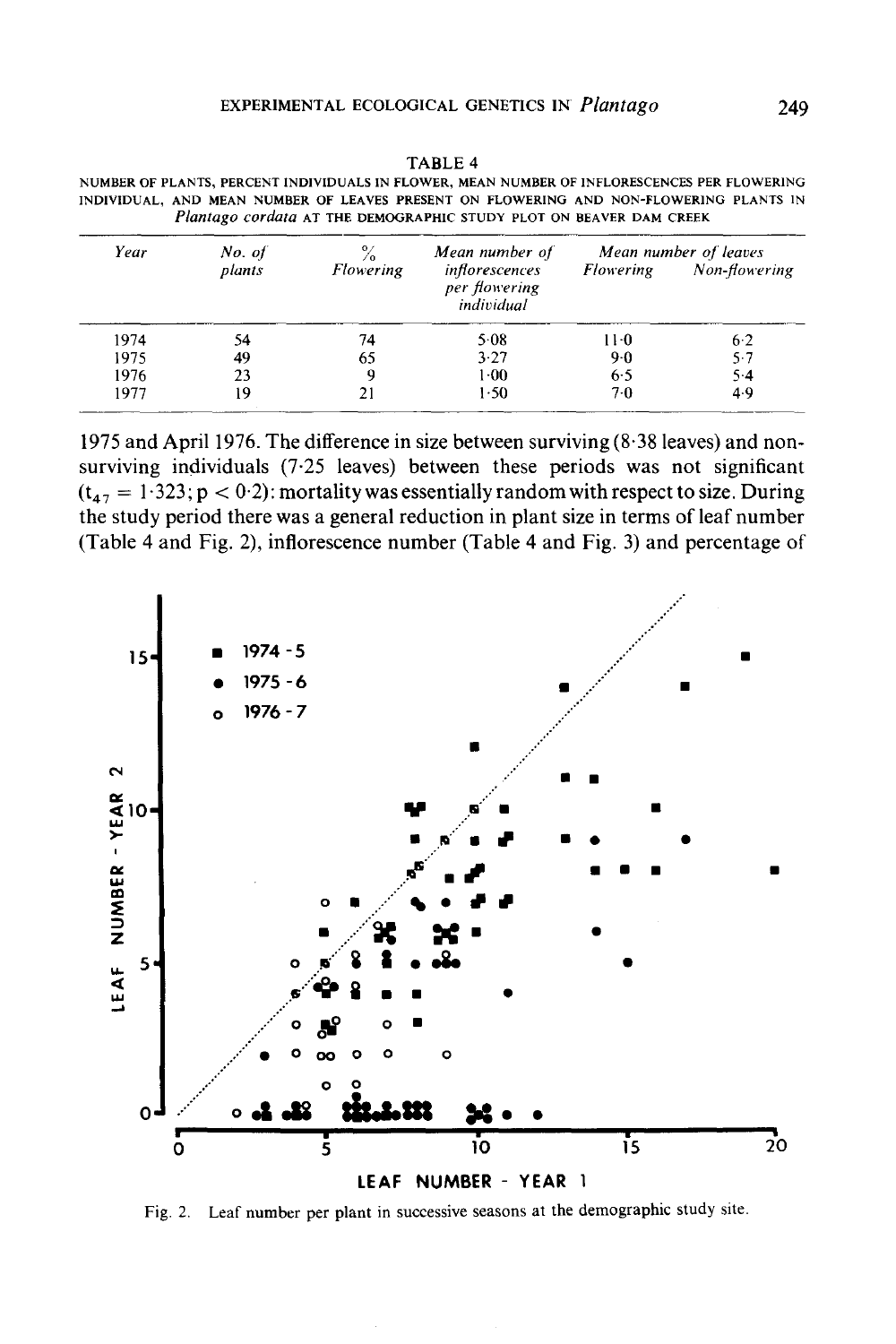TABLE 4

NUMBER OF PLANTS, PERCENT INDIVIDUALS IN FLOWER, MEAN NUMBER OF INFLORESCENCES PER FLOWERING INDIVIDUAL, AND MEAN NUMBER OF LEAVES PRESENT ON FLOWERING AND NON-FLOWERING PLANTS IN *Plantago cordata* AT THE DEMOGRAPHIC STUDY PLOT ON BEAVER DAM CREEK

| *Year* | *No. of plants* | *% Flowering* | *Mean number of inflorescences per flowering individual* | *Mean number of leaves* | |
|---|---|---|---|---|---|
| | | | | *Flowering* | *Non-flowering* |
| 1974 | 54 | 74 | 5·08 | 11·0 | 6·2 |
| 1975 | 49 | 65 | 3·27 | 9·0 | 5·7 |
| 1976 | 23 | 9 | 1·00 | 6·5 | 5·4 |
| 1977 | 19 | 21 | 1·50 | 7·0 | 4·9 |

1975 and April 1976. The difference in size between surviving (8·38 leaves) and non-surviving individuals (7·25 leaves) between these periods was not significant ($t_{47} = 1{\cdot}323$; $p < 0{\cdot}2$): mortality was essentially random with respect to size. During the study period there was a general reduction in plant size in terms of leaf number (Table 4 and Fig. 2), inflorescence number (Table 4 and Fig. 3) and percentage of

Fig. 2. Leaf number per plant in successive seasons at the demographic study site.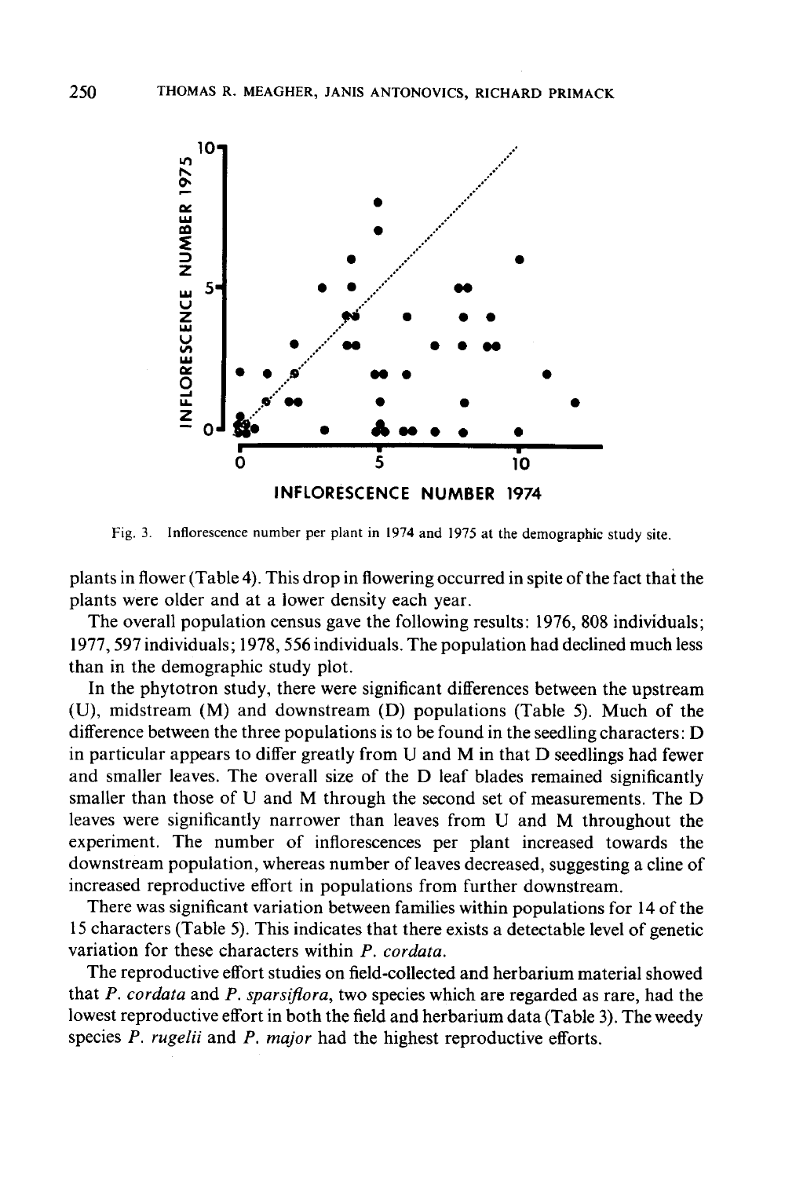Fig. 3. Inflorescence number per plant in 1974 and 1975 at the demographic study site.

plants in flower (Table 4). This drop in flowering occurred in spite of the fact that the plants were older and at a lower density each year.

The overall population census gave the following results: 1976, 808 individuals; 1977, 597 individuals; 1978, 556 individuals. The population had declined much less than in the demographic study plot.

In the phytotron study, there were significant differences between the upstream (U), midstream (M) and downstream (D) populations (Table 5). Much of the difference between the three populations is to be found in the seedling characters: D in particular appears to differ greatly from U and M in that D seedlings had fewer and smaller leaves. The overall size of the D leaf blades remained significantly smaller than those of U and M through the second set of measurements. The D leaves were significantly narrower than leaves from U and M throughout the experiment. The number of inflorescences per plant increased towards the downstream population, whereas number of leaves decreased, suggesting a cline of increased reproductive effort in populations from further downstream.

There was significant variation between families within populations for 14 of the 15 characters (Table 5). This indicates that there exists a detectable level of genetic variation for these characters within *P. cordata*.

The reproductive effort studies on field-collected and herbarium material showed that *P. cordata* and *P. sparsiflora*, two species which are regarded as rare, had the lowest reproductive effort in both the field and herbarium data (Table 3). The weedy species *P. rugelii* and *P. major* had the highest reproductive efforts.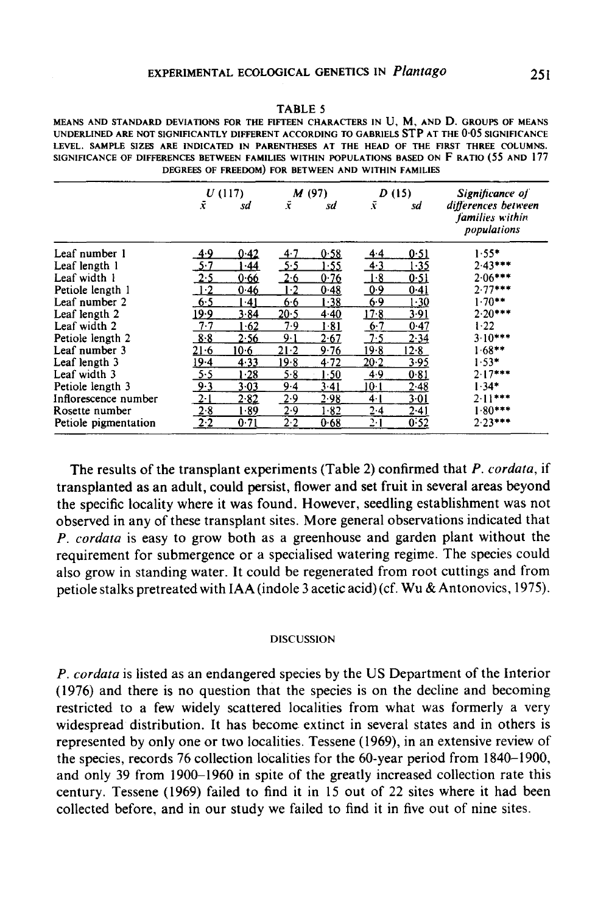TABLE 5

MEANS AND STANDARD DEVIATIONS FOR THE FIFTEEN CHARACTERS IN U, M, AND D. GROUPS OF MEANS UNDERLINED ARE NOT SIGNIFICANTLY DIFFERENT ACCORDING TO GABRIELS STP AT THE 0·05 SIGNIFICANCE LEVEL. SAMPLE SIZES ARE INDICATED IN PARENTHESES AT THE HEAD OF THE FIRST THREE COLUMNS. SIGNIFICANCE OF DIFFERENCES BETWEEN FAMILIES WITHIN POPULATIONS BASED ON F RATIO (55 AND 177 DEGREES OF FREEDOM) FOR BETWEEN AND WITHIN FAMILIES

| | U (117) | | M (97) | | D (15) | | Significance of differences between families within populations |
|---|---|---|---|---|---|---|---|
| | $\bar{x}$ | sd | $\bar{x}$ | sd | $\bar{x}$ | sd | |
| Leaf number 1 | 4·9 | 0·42 | 4·7 | 0·58 | 4·4 | 0·51 | 1·55* |
| Leaf length 1 | 5·7 | 1·44 | 5·5 | 1·55 | 4·3 | 1·35 | 2·43*** |
| Leaf width 1 | 2·5 | 0·66 | 2·6 | 0·76 | 1·8 | 0·51 | 2·06*** |
| Petiole length 1 | 1·2 | 0·46 | 1·2 | 0·48 | 0·9 | 0·41 | 2·77*** |
| Leaf number 2 | 6·5 | 1·41 | 6·6 | 1·38 | 6·9 | 1·30 | 1·70** |
| Leaf length 2 | 19·9 | 3·84 | 20·5 | 4·40 | 17·8 | 3·91 | 2·20*** |
| Leaf width 2 | 7·7 | 1·62 | 7·9 | 1·81 | 6·7 | 0·47 | 1·22 |
| Petiole length 2 | 8·8 | 2·56 | 9·1 | 2·67 | 7·5 | 2·34 | 3·10*** |
| Leaf number 3 | 21·6 | 10·6 | 21·2 | 9·76 | 19·8 | 12·8 | 1·68** |
| Leaf length 3 | 19·4 | 4·33 | 19·8 | 4·72 | 20·2 | 3·95 | 1·53* |
| Leaf width 3 | 5·5 | 1·28 | 5·8 | 1·50 | 4·9 | 0·81 | 2·17*** |
| Petiole length 3 | 9·3 | 3·03 | 9·4 | 3·41 | 10·1 | 2·48 | 1·34* |
| Inflorescence number | 2·1 | 2·82 | 2·9 | 2·98 | 4·1 | 3·01 | 2·11*** |
| Rosette number | 2·8 | 1·89 | 2·9 | 1·82 | 2·4 | 2·41 | 1·80*** |
| Petiole pigmentation | 2·2 | 0·71 | 2·2 | 0·68 | 2·1 | 0·52 | 2·23*** |

The results of the transplant experiments (Table 2) confirmed that *P. cordata*, if transplanted as an adult, could persist, flower and set fruit in several areas beyond the specific locality where it was found. However, seedling establishment was not observed in any of these transplant sites. More general observations indicated that *P. cordata* is easy to grow both as a greenhouse and garden plant without the requirement for submergence or a specialised watering regime. The species could also grow in standing water. It could be regenerated from root cuttings and from petiole stalks pretreated with IAA (indole 3 acetic acid) (cf. Wu & Antonovics, 1975).

## DISCUSSION

*P. cordata* is listed as an endangered species by the US Department of the Interior (1976) and there is no question that the species is on the decline and becoming restricted to a few widely scattered localities from what was formerly a very widespread distribution. It has become extinct in several states and in others is represented by only one or two localities. Tessene (1969), in an extensive review of the species, records 76 collection localities for the 60-year period from 1840–1900, and only 39 from 1900–1960 in spite of the greatly increased collection rate this century. Tessene (1969) failed to find it in 15 out of 22 sites where it had been collected before, and in our study we failed to find it in five out of nine sites.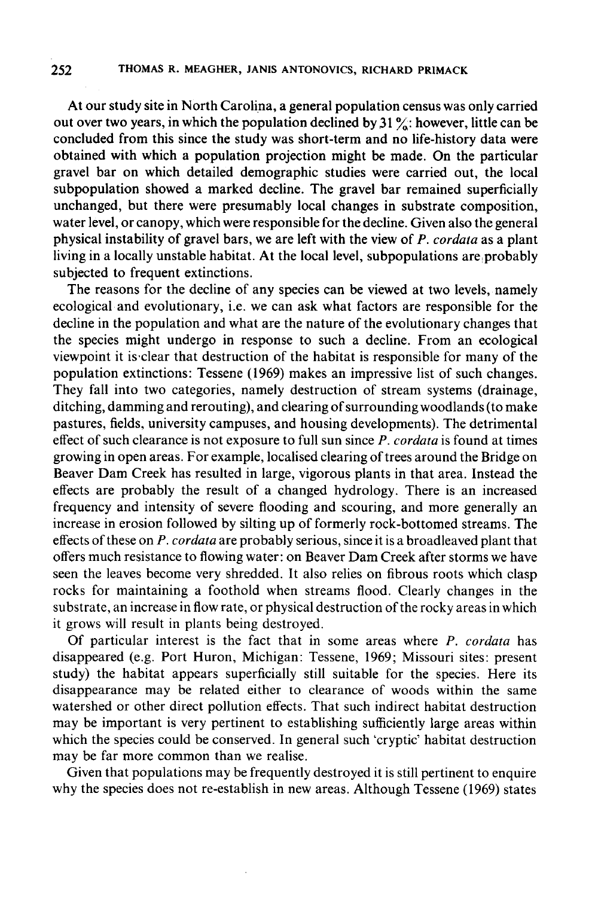At our study site in North Carolina, a general population census was only carried out over two years, in which the population declined by 31 %: however, little can be concluded from this since the study was short-term and no life-history data were obtained with which a population projection might be made. On the particular gravel bar on which detailed demographic studies were carried out, the local subpopulation showed a marked decline. The gravel bar remained superficially unchanged, but there were presumably local changes in substrate composition, water level, or canopy, which were responsible for the decline. Given also the general physical instability of gravel bars, we are left with the view of *P. cordata* as a plant living in a locally unstable habitat. At the local level, subpopulations are probably subjected to frequent extinctions.

The reasons for the decline of any species can be viewed at two levels, namely ecological and evolutionary, i.e. we can ask what factors are responsible for the decline in the population and what are the nature of the evolutionary changes that the species might undergo in response to such a decline. From an ecological viewpoint it is clear that destruction of the habitat is responsible for many of the population extinctions: Tessene (1969) makes an impressive list of such changes. They fall into two categories, namely destruction of stream systems (drainage, ditching, damming and rerouting), and clearing of surrounding woodlands (to make pastures, fields, university campuses, and housing developments). The detrimental effect of such clearance is not exposure to full sun since *P. cordata* is found at times growing in open areas. For example, localised clearing of trees around the Bridge on Beaver Dam Creek has resulted in large, vigorous plants in that area. Instead the effects are probably the result of a changed hydrology. There is an increased frequency and intensity of severe flooding and scouring, and more generally an increase in erosion followed by silting up of formerly rock-bottomed streams. The effects of these on *P. cordata* are probably serious, since it is a broadleaved plant that offers much resistance to flowing water: on Beaver Dam Creek after storms we have seen the leaves become very shredded. It also relies on fibrous roots which clasp rocks for maintaining a foothold when streams flood. Clearly changes in the substrate, an increase in flow rate, or physical destruction of the rocky areas in which it grows will result in plants being destroyed.

Of particular interest is the fact that in some areas where *P. cordata* has disappeared (e.g. Port Huron, Michigan: Tessene, 1969; Missouri sites: present study) the habitat appears superficially still suitable for the species. Here its disappearance may be related either to clearance of woods within the same watershed or other direct pollution effects. That such indirect habitat destruction may be important is very pertinent to establishing sufficiently large areas within which the species could be conserved. In general such 'cryptic' habitat destruction may be far more common than we realise.

Given that populations may be frequently destroyed it is still pertinent to enquire why the species does not re-establish in new areas. Although Tessene (1969) states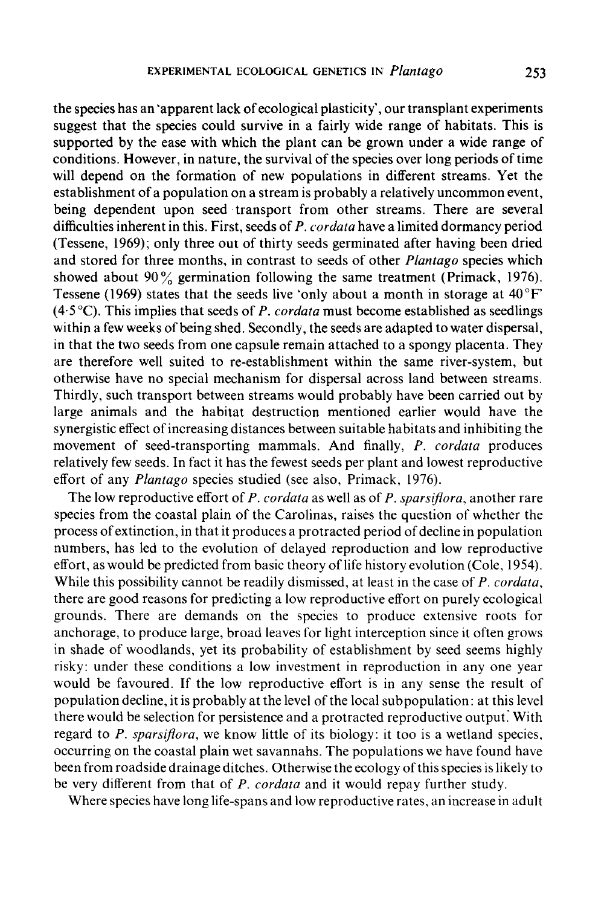the species has an 'apparent lack of ecological plasticity', our transplant experiments suggest that the species could survive in a fairly wide range of habitats. This is supported by the ease with which the plant can be grown under a wide range of conditions. However, in nature, the survival of the species over long periods of time will depend on the formation of new populations in different streams. Yet the establishment of a population on a stream is probably a relatively uncommon event, being dependent upon seed transport from other streams. There are several difficulties inherent in this. First, seeds of *P. cordata* have a limited dormancy period (Tessene, 1969); only three out of thirty seeds germinated after having been dried and stored for three months, in contrast to seeds of other *Plantago* species which showed about 90% germination following the same treatment (Primack, 1976). Tessene (1969) states that the seeds live 'only about a month in storage at 40 °F' (4·5 °C). This implies that seeds of *P. cordata* must become established as seedlings within a few weeks of being shed. Secondly, the seeds are adapted to water dispersal, in that the two seeds from one capsule remain attached to a spongy placenta. They are therefore well suited to re-establishment within the same river-system, but otherwise have no special mechanism for dispersal across land between streams. Thirdly, such transport between streams would probably have been carried out by large animals and the habitat destruction mentioned earlier would have the synergistic effect of increasing distances between suitable habitats and inhibiting the movement of seed-transporting mammals. And finally, *P. cordata* produces relatively few seeds. In fact it has the fewest seeds per plant and lowest reproductive effort of any *Plantago* species studied (see also, Primack, 1976).

The low reproductive effort of *P. cordata* as well as of *P. sparsiflora*, another rare species from the coastal plain of the Carolinas, raises the question of whether the process of extinction, in that it produces a protracted period of decline in population numbers, has led to the evolution of delayed reproduction and low reproductive effort, as would be predicted from basic theory of life history evolution (Cole, 1954). While this possibility cannot be readily dismissed, at least in the case of *P. cordata*, there are good reasons for predicting a low reproductive effort on purely ecological grounds. There are demands on the species to produce extensive roots for anchorage, to produce large, broad leaves for light interception since it often grows in shade of woodlands, yet its probability of establishment by seed seems highly risky: under these conditions a low investment in reproduction in any one year would be favoured. If the low reproductive effort is in any sense the result of population decline, it is probably at the level of the local subpopulation: at this level there would be selection for persistence and a protracted reproductive output. With regard to *P. sparsiflora*, we know little of its biology: it too is a wetland species, occurring on the coastal plain wet savannahs. The populations we have found have been from roadside drainage ditches. Otherwise the ecology of this species is likely to be very different from that of *P. cordata* and it would repay further study.

Where species have long life-spans and low reproductive rates, an increase in adult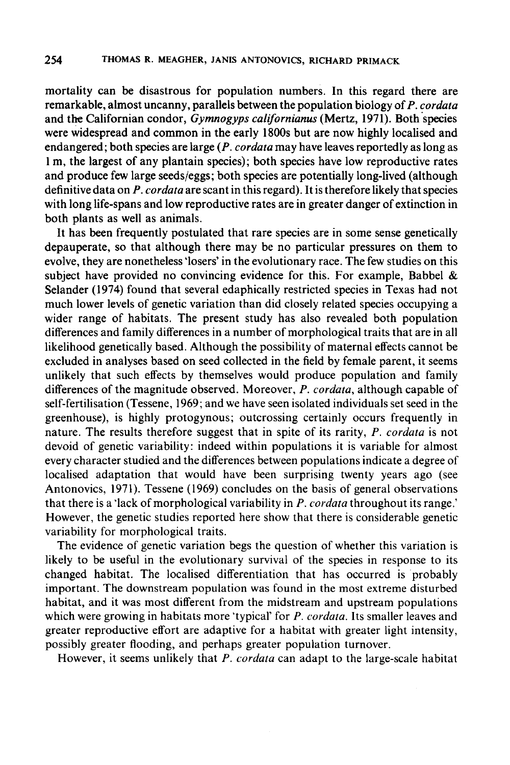mortality can be disastrous for population numbers. In this regard there are remarkable, almost uncanny, parallels between the population biology of *P. cordata* and the Californian condor, *Gymnogyps californianus* (Mertz, 1971). Both species were widespread and common in the early 1800s but are now highly localised and endangered; both species are large (*P. cordata* may have leaves reportedly as long as 1 m, the largest of any plantain species); both species have low reproductive rates and produce few large seeds/eggs; both species are potentially long-lived (although definitive data on *P. cordata* are scant in this regard). It is therefore likely that species with long life-spans and low reproductive rates are in greater danger of extinction in both plants as well as animals.

It has been frequently postulated that rare species are in some sense genetically depauperate, so that although there may be no particular pressures on them to evolve, they are nonetheless 'losers' in the evolutionary race. The few studies on this subject have provided no convincing evidence for this. For example, Babbel & Selander (1974) found that several edaphically restricted species in Texas had not much lower levels of genetic variation than did closely related species occupying a wider range of habitats. The present study has also revealed both population differences and family differences in a number of morphological traits that are in all likelihood genetically based. Although the possibility of maternal effects cannot be excluded in analyses based on seed collected in the field by female parent, it seems unlikely that such effects by themselves would produce population and family differences of the magnitude observed. Moreover, *P. cordata*, although capable of self-fertilisation (Tessene, 1969; and we have seen isolated individuals set seed in the greenhouse), is highly protogynous; outcrossing certainly occurs frequently in nature. The results therefore suggest that in spite of its rarity, *P. cordata* is not devoid of genetic variability: indeed within populations it is variable for almost every character studied and the differences between populations indicate a degree of localised adaptation that would have been surprising twenty years ago (see Antonovics, 1971). Tessene (1969) concludes on the basis of general observations that there is a 'lack of morphological variability in *P. cordata* throughout its range.' However, the genetic studies reported here show that there is considerable genetic variability for morphological traits.

The evidence of genetic variation begs the question of whether this variation is likely to be useful in the evolutionary survival of the species in response to its changed habitat. The localised differentiation that has occurred is probably important. The downstream population was found in the most extreme disturbed habitat, and it was most different from the midstream and upstream populations which were growing in habitats more 'typical' for *P. cordata*. Its smaller leaves and greater reproductive effort are adaptive for a habitat with greater light intensity, possibly greater flooding, and perhaps greater population turnover.

However, it seems unlikely that *P. cordata* can adapt to the large-scale habitat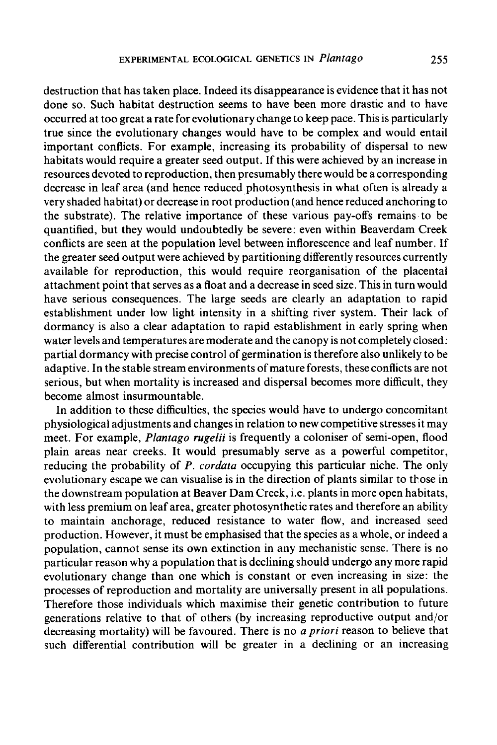destruction that has taken place. Indeed its disappearance is evidence that it has not done so. Such habitat destruction seems to have been more drastic and to have occurred at too great a rate for evolutionary change to keep pace. This is particularly true since the evolutionary changes would have to be complex and would entail important conflicts. For example, increasing its probability of dispersal to new habitats would require a greater seed output. If this were achieved by an increase in resources devoted to reproduction, then presumably there would be a corresponding decrease in leaf area (and hence reduced photosynthesis in what often is already a very shaded habitat) or decrease in root production (and hence reduced anchoring to the substrate). The relative importance of these various pay-offs remains to be quantified, but they would undoubtedly be severe: even within Beaverdam Creek conflicts are seen at the population level between inflorescence and leaf number. If the greater seed output were achieved by partitioning differently resources currently available for reproduction, this would require reorganisation of the placental attachment point that serves as a float and a decrease in seed size. This in turn would have serious consequences. The large seeds are clearly an adaptation to rapid establishment under low light intensity in a shifting river system. Their lack of dormancy is also a clear adaptation to rapid establishment in early spring when water levels and temperatures are moderate and the canopy is not completely closed: partial dormancy with precise control of germination is therefore also unlikely to be adaptive. In the stable stream environments of mature forests, these conflicts are not serious, but when mortality is increased and dispersal becomes more difficult, they become almost insurmountable.

In addition to these difficulties, the species would have to undergo concomitant physiological adjustments and changes in relation to new competitive stresses it may meet. For example, *Plantago rugelii* is frequently a coloniser of semi-open, flood plain areas near creeks. It would presumably serve as a powerful competitor, reducing the probability of *P. cordata* occupying this particular niche. The only evolutionary escape we can visualise is in the direction of plants similar to those in the downstream population at Beaver Dam Creek, i.e. plants in more open habitats, with less premium on leaf area, greater photosynthetic rates and therefore an ability to maintain anchorage, reduced resistance to water flow, and increased seed production. However, it must be emphasised that the species as a whole, or indeed a population, cannot sense its own extinction in any mechanistic sense. There is no particular reason why a population that is declining should undergo any more rapid evolutionary change than one which is constant or even increasing in size: the processes of reproduction and mortality are universally present in all populations. Therefore those individuals which maximise their genetic contribution to future generations relative to that of others (by increasing reproductive output and/or decreasing mortality) will be favoured. There is no *a priori* reason to believe that such differential contribution will be greater in a declining or an increasing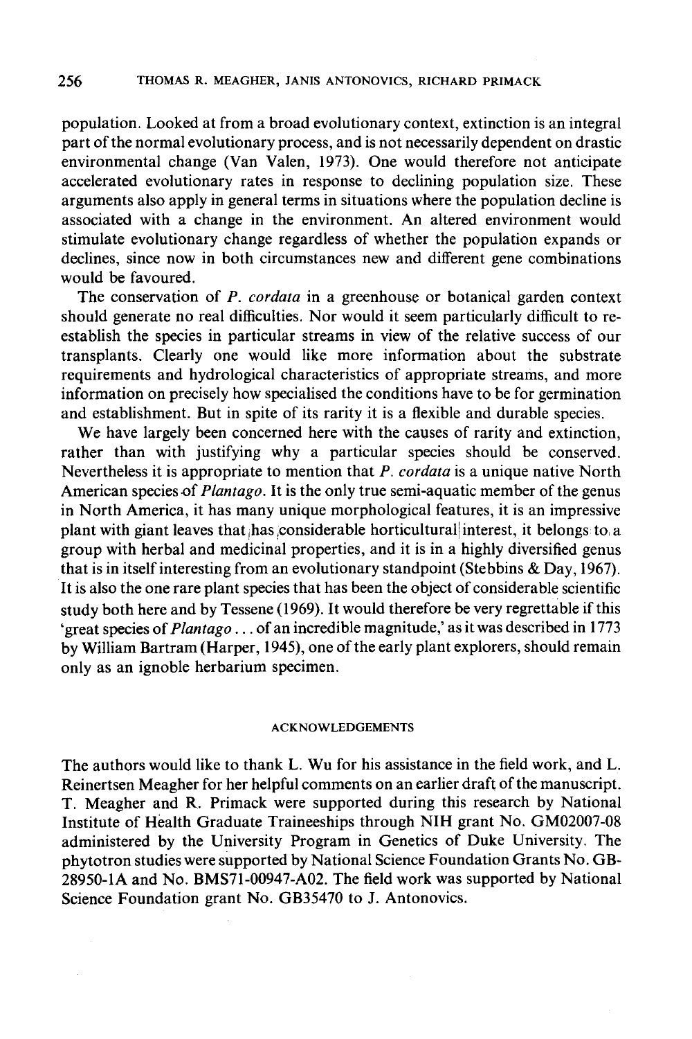population. Looked at from a broad evolutionary context, extinction is an integral part of the normal evolutionary process, and is not necessarily dependent on drastic environmental change (Van Valen, 1973). One would therefore not anticipate accelerated evolutionary rates in response to declining population size. These arguments also apply in general terms in situations where the population decline is associated with a change in the environment. An altered environment would stimulate evolutionary change regardless of whether the population expands or declines, since now in both circumstances new and different gene combinations would be favoured.

The conservation of *P. cordata* in a greenhouse or botanical garden context should generate no real difficulties. Nor would it seem particularly difficult to re-establish the species in particular streams in view of the relative success of our transplants. Clearly one would like more information about the substrate requirements and hydrological characteristics of appropriate streams, and more information on precisely how specialised the conditions have to be for germination and establishment. But in spite of its rarity it is a flexible and durable species.

We have largely been concerned here with the causes of rarity and extinction, rather than with justifying why a particular species should be conserved. Nevertheless it is appropriate to mention that *P. cordata* is a unique native North American species of *Plantago*. It is the only true semi-aquatic member of the genus in North America, it has many unique morphological features, it is an impressive plant with giant leaves that has considerable horticultural interest, it belongs to a group with herbal and medicinal properties, and it is in a highly diversified genus that is in itself interesting from an evolutionary standpoint (Stebbins & Day, 1967). It is also the one rare plant species that has been the object of considerable scientific study both here and by Tessene (1969). It would therefore be very regrettable if this 'great species of *Plantago* . . . of an incredible magnitude,' as it was described in 1773 by William Bartram (Harper, 1945), one of the early plant explorers, should remain only as an ignoble herbarium specimen.

## ACKNOWLEDGEMENTS

The authors would like to thank L. Wu for his assistance in the field work, and L. Reinertsen Meagher for her helpful comments on an earlier draft of the manuscript. T. Meagher and R. Primack were supported during this research by National Institute of Health Graduate Traineeships through NIH grant No. GM02007-08 administered by the University Program in Genetics of Duke University. The phytotron studies were supported by National Science Foundation Grants No. GB-28950-1A and No. BMS71-00947-A02. The field work was supported by National Science Foundation grant No. GB35470 to J. Antonovics.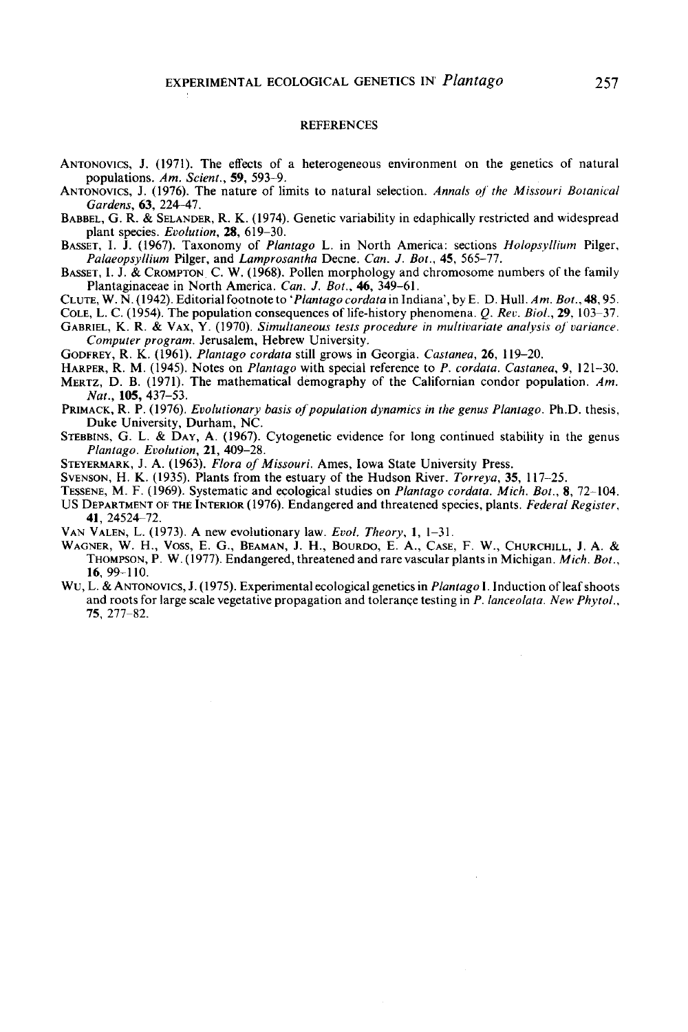## REFERENCES

ANTONOVICS, J. (1971). The effects of a heterogeneous environment on the genetics of natural populations. *Am. Scient.*, **59**, 593–9.

ANTONOVICS, J. (1976). The nature of limits to natural selection. *Annals of the Missouri Botanical Gardens*, **63**, 224–47.

BABBEL, G. R. & SELANDER, R. K. (1974). Genetic variability in edaphically restricted and widespread plant species. *Evolution*, **28**, 619–30.

BASSET, I. J. (1967). Taxonomy of *Plantago* L. in North America: sections *Holopsyllium* Pilger, *Palaeopsyllium* Pilger, and *Lamprosantha* Decne. *Can. J. Bot.*, **45**, 565–77.

BASSET, I. J. & CROMPTON C. W. (1968). Pollen morphology and chromosome numbers of the family Plantaginaceae in North America. *Can. J. Bot.*, **46**, 349–61.

CLUTE, W. N. (1942). Editorial footnote to '*Plantago cordata* in Indiana', by E. D. Hull. *Am. Bot.*, **48**, 95.

COLE, L. C. (1954). The population consequences of life-history phenomena. *Q. Rev. Biol.*, **29**, 103–37.

GABRIEL, K. R. & VAX, Y. (1970). *Simultaneous tests procedure in multivariate analysis of variance. Computer program.* Jerusalem, Hebrew University.

GODFREY, R. K. (1961). *Plantago cordata* still grows in Georgia. *Castanea*, **26**, 119–20.

HARPER, R. M. (1945). Notes on *Plantago* with special reference to *P. cordata*. *Castanea*, **9**, 121–30.

MERTZ, D. B. (1971). The mathematical demography of the Californian condor population. *Am. Nat.*, **105**, 437–53.

PRIMACK, R. P. (1976). *Evolutionary basis of population dynamics in the genus Plantago.* Ph.D. thesis, Duke University, Durham, NC.

STEBBINS, G. L. & DAY, A. (1967). Cytogenetic evidence for long continued stability in the genus *Plantago*. *Evolution*, **21**, 409–28.

STEYERMARK, J. A. (1963). *Flora of Missouri.* Ames, Iowa State University Press.

SVENSON, H. K. (1935). Plants from the estuary of the Hudson River. *Torreya*, **35**, 117–25.

TESSENE, M. F. (1969). Systematic and ecological studies on *Plantago cordata*. *Mich. Bot.*, **8**, 72–104.

US DEPARTMENT OF THE INTERIOR (1976). Endangered and threatened species, plants. *Federal Register*, **41**, 24524–72.

VAN VALEN, L. (1973). A new evolutionary law. *Evol. Theory*, **1**, 1–31.

WAGNER, W. H., VOSS, E. G., BEAMAN, J. H., BOURDO, E. A., CASE, F. W., CHURCHILL, J. A. & THOMPSON, P. W. (1977). Endangered, threatened and rare vascular plants in Michigan. *Mich. Bot.*, **16**, 99–110.

WU, L. & ANTONOVICS, J. (1975). Experimental ecological genetics in *Plantago* I. Induction of leaf shoots and roots for large scale vegetative propagation and tolerance testing in *P. lanceolata*. *New Phytol.*, **75**, 277–82.